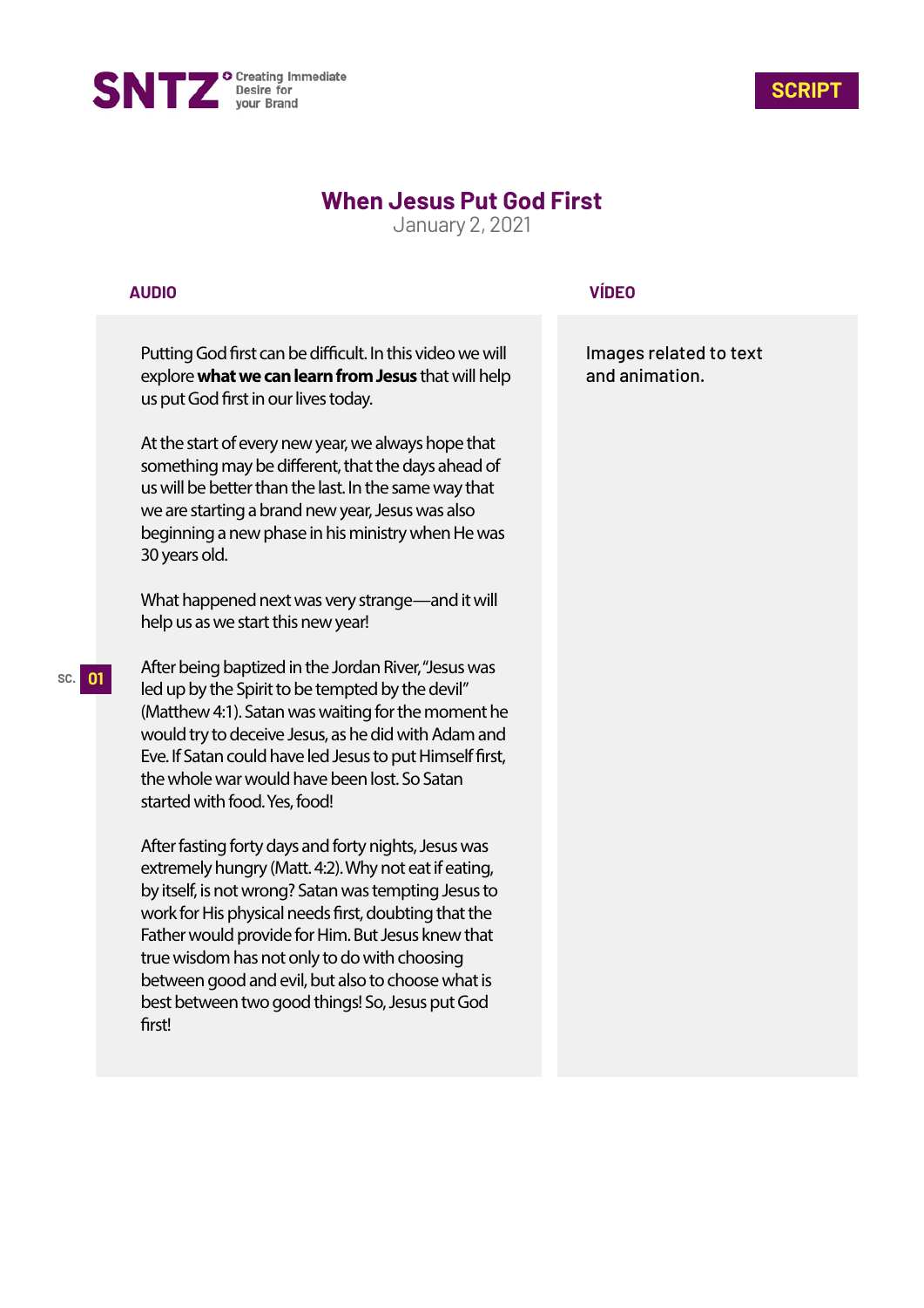SNTZ Creating Immediate Desire for your Brand

**SCRIPT**

# When Jesus Put God First

January 2, 2021

| AUDIO | VÍDEO |
|---|---|
| Putting God first can be difficult. In this video we will explore **what we can learn from Jesus** that will help us put God first in our lives today.<br><br>At the start of every new year, we always hope that something may be different, that the days ahead of us will be better than the last. In the same way that we are starting a brand new year, Jesus was also beginning a new phase in his ministry when He was 30 years old.<br><br>What happened next was very strange—and it will help us as we start this new year! | Images related to text and animation. |
| SC. 01<br><br>After being baptized in the Jordan River, "Jesus was led up by the Spirit to be tempted by the devil" (Matthew 4:1). Satan was waiting for the moment he would try to deceive Jesus, as he did with Adam and Eve. If Satan could have led Jesus to put Himself first, the whole war would have been lost. So Satan started with food. Yes, food!<br><br>After fasting forty days and forty nights, Jesus was extremely hungry (Matt. 4:2). Why not eat if eating, by itself, is not wrong? Satan was tempting Jesus to work for His physical needs first, doubting that the Father would provide for Him. But Jesus knew that true wisdom has not only to do with choosing between good and evil, but also to choose what is best between two good things! So, Jesus put God first! | |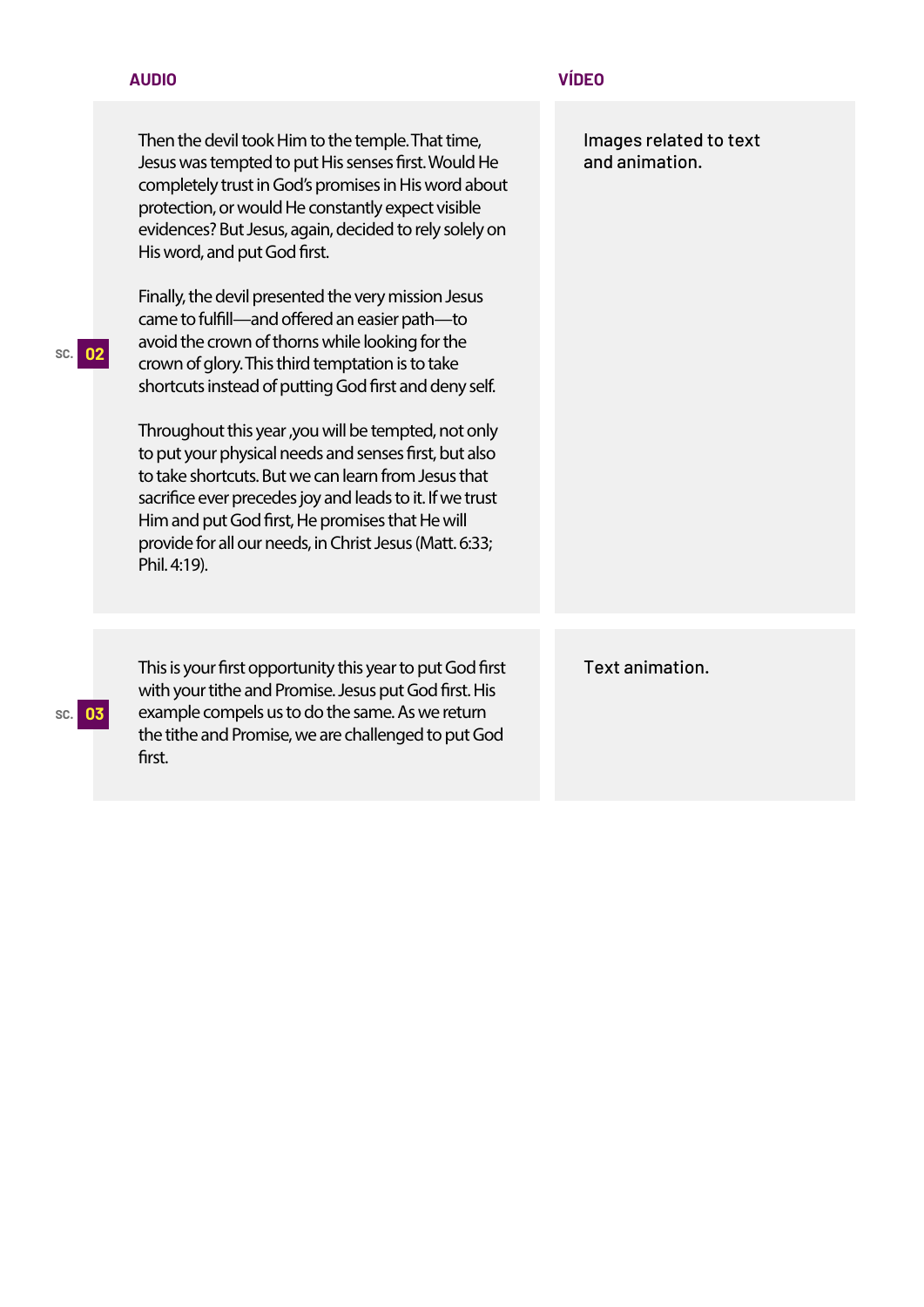| SC. | AUDIO | VÍDEO |
| --- | --- | --- |
| 02 | Then the devil took Him to the temple. That time, Jesus was tempted to put His senses first. Would He completely trust in God's promises in His word about protection, or would He constantly expect visible evidences? But Jesus, again, decided to rely solely on His word, and put God first.<br><br>Finally, the devil presented the very mission Jesus came to fulfill—and offered an easier path—to avoid the crown of thorns while looking for the crown of glory. This third temptation is to take shortcuts instead of putting God first and deny self.<br><br>Throughout this year ,you will be tempted, not only to put your physical needs and senses first, but also to take shortcuts. But we can learn from Jesus that sacrifice ever precedes joy and leads to it. If we trust Him and put God first, He promises that He will provide for all our needs, in Christ Jesus (Matt. 6:33; Phil. 4:19). | Images related to text and animation. |
| 03 | This is your first opportunity this year to put God first with your tithe and Promise. Jesus put God first. His example compels us to do the same. As we return the tithe and Promise, we are challenged to put God first. | Text animation. |